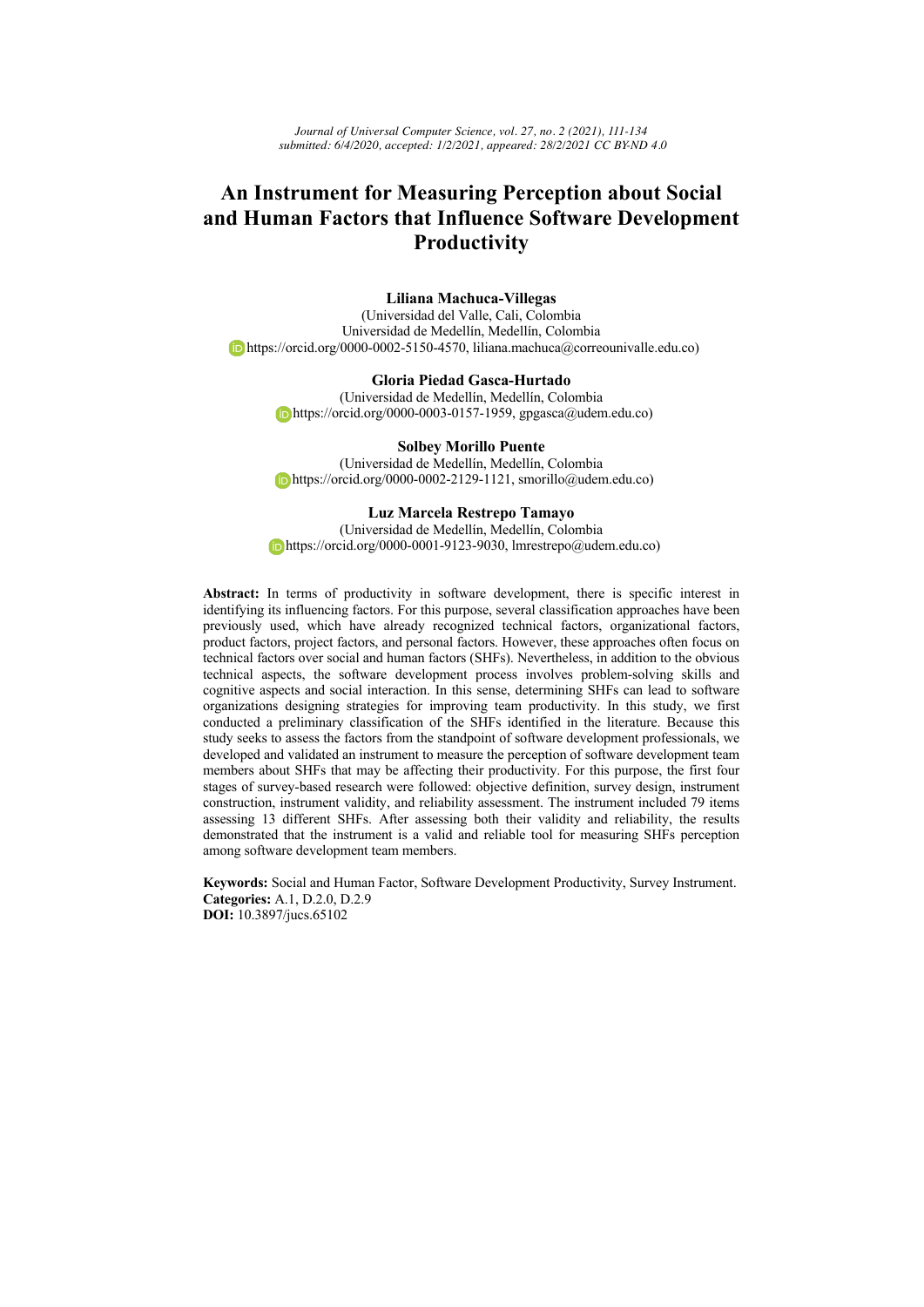# An Instrument for Measuring Perception about Social and Human Factors that Influence Software Development Productivity

**Liliana Machuca-Villegas**
(Universidad del Valle, Cali, Colombia
Universidad de Medellín, Medellín, Colombia
https://orcid.org/0000-0002-5150-4570, liliana.machuca@correounivalle.edu.co)

**Gloria Piedad Gasca-Hurtado**
(Universidad de Medellín, Medellín, Colombia
https://orcid.org/0000-0003-0157-1959, gpgasca@udem.edu.co)

**Solbey Morillo Puente**
(Universidad de Medellín, Medellín, Colombia
https://orcid.org/0000-0002-2129-1121, smorillo@udem.edu.co)

**Luz Marcela Restrepo Tamayo**
(Universidad de Medellín, Medellín, Colombia
https://orcid.org/0000-0001-9123-9030, lmrestrepo@udem.edu.co)

**Abstract:** In terms of productivity in software development, there is specific interest in identifying its influencing factors. For this purpose, several classification approaches have been previously used, which have already recognized technical factors, organizational factors, product factors, project factors, and personal factors. However, these approaches often focus on technical factors over social and human factors (SHFs). Nevertheless, in addition to the obvious technical aspects, the software development process involves problem-solving skills and cognitive aspects and social interaction. In this sense, determining SHFs can lead to software organizations designing strategies for improving team productivity. In this study, we first conducted a preliminary classification of the SHFs identified in the literature. Because this study seeks to assess the factors from the standpoint of software development professionals, we developed and validated an instrument to measure the perception of software development team members about SHFs that may be affecting their productivity. For this purpose, the first four stages of survey-based research were followed: objective definition, survey design, instrument construction, instrument validity, and reliability assessment. The instrument included 79 items assessing 13 different SHFs. After assessing both their validity and reliability, the results demonstrated that the instrument is a valid and reliable tool for measuring SHFs perception among software development team members.

**Keywords:** Social and Human Factor, Software Development Productivity, Survey Instrument.
**Categories:** A.1, D.2.0, D.2.9
**DOI:** 10.3897/jucs.65102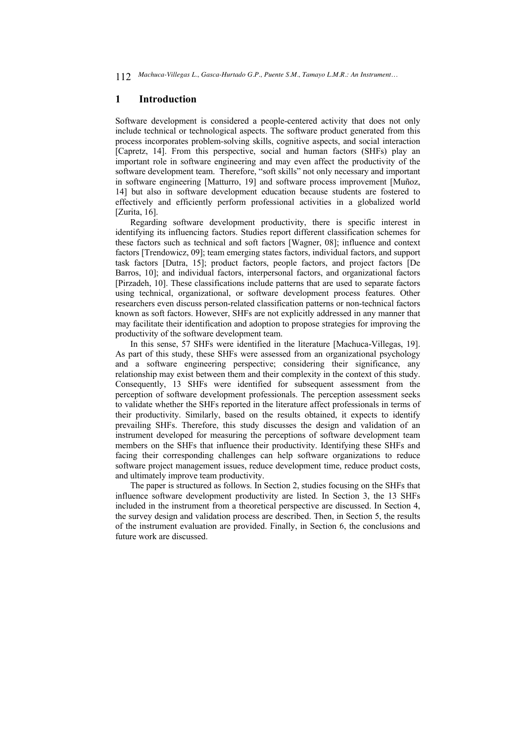## 1 Introduction

Software development is considered a people-centered activity that does not only include technical or technological aspects. The software product generated from this process incorporates problem-solving skills, cognitive aspects, and social interaction [Capretz, 14]. From this perspective, social and human factors (SHFs) play an important role in software engineering and may even affect the productivity of the software development team. Therefore, "soft skills" not only necessary and important in software engineering [Matturro, 19] and software process improvement [Muñoz, 14] but also in software development education because students are fostered to effectively and efficiently perform professional activities in a globalized world [Zurita, 16].

Regarding software development productivity, there is specific interest in identifying its influencing factors. Studies report different classification schemes for these factors such as technical and soft factors [Wagner, 08]; influence and context factors [Trendowicz, 09]; team emerging states factors, individual factors, and support task factors [Dutra, 15]; product factors, people factors, and project factors [De Barros, 10]; and individual factors, interpersonal factors, and organizational factors [Pirzadeh, 10]. These classifications include patterns that are used to separate factors using technical, organizational, or software development process features. Other researchers even discuss person-related classification patterns or non-technical factors known as soft factors. However, SHFs are not explicitly addressed in any manner that may facilitate their identification and adoption to propose strategies for improving the productivity of the software development team.

In this sense, 57 SHFs were identified in the literature [Machuca-Villegas, 19]. As part of this study, these SHFs were assessed from an organizational psychology and a software engineering perspective; considering their significance, any relationship may exist between them and their complexity in the context of this study. Consequently, 13 SHFs were identified for subsequent assessment from the perception of software development professionals. The perception assessment seeks to validate whether the SHFs reported in the literature affect professionals in terms of their productivity. Similarly, based on the results obtained, it expects to identify prevailing SHFs. Therefore, this study discusses the design and validation of an instrument developed for measuring the perceptions of software development team members on the SHFs that influence their productivity. Identifying these SHFs and facing their corresponding challenges can help software organizations to reduce software project management issues, reduce development time, reduce product costs, and ultimately improve team productivity.

The paper is structured as follows. In Section 2, studies focusing on the SHFs that influence software development productivity are listed. In Section 3, the 13 SHFs included in the instrument from a theoretical perspective are discussed. In Section 4, the survey design and validation process are described. Then, in Section 5, the results of the instrument evaluation are provided. Finally, in Section 6, the conclusions and future work are discussed.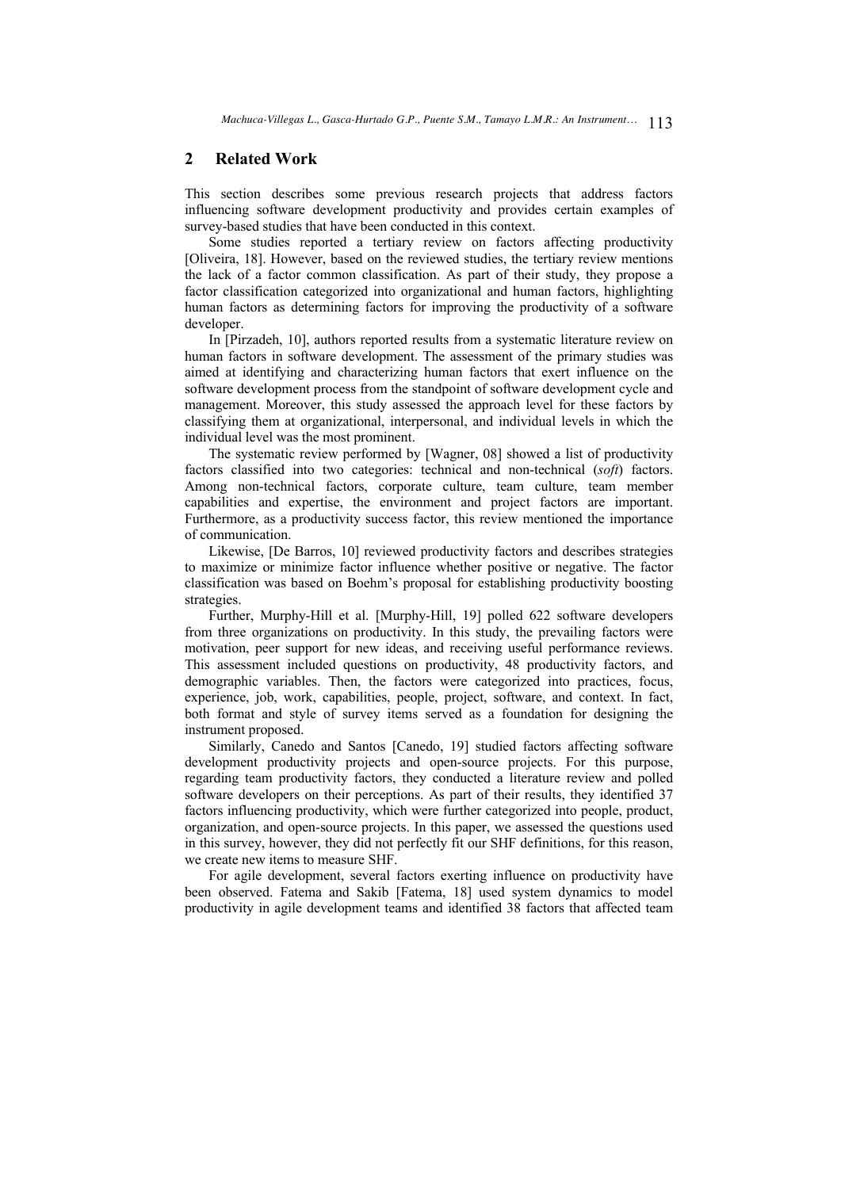## 2 Related Work

This section describes some previous research projects that address factors influencing software development productivity and provides certain examples of survey-based studies that have been conducted in this context.

Some studies reported a tertiary review on factors affecting productivity [Oliveira, 18]. However, based on the reviewed studies, the tertiary review mentions the lack of a factor common classification. As part of their study, they propose a factor classification categorized into organizational and human factors, highlighting human factors as determining factors for improving the productivity of a software developer.

In [Pirzadeh, 10], authors reported results from a systematic literature review on human factors in software development. The assessment of the primary studies was aimed at identifying and characterizing human factors that exert influence on the software development process from the standpoint of software development cycle and management. Moreover, this study assessed the approach level for these factors by classifying them at organizational, interpersonal, and individual levels in which the individual level was the most prominent.

The systematic review performed by [Wagner, 08] showed a list of productivity factors classified into two categories: technical and non-technical (*soft*) factors. Among non-technical factors, corporate culture, team culture, team member capabilities and expertise, the environment and project factors are important. Furthermore, as a productivity success factor, this review mentioned the importance of communication.

Likewise, [De Barros, 10] reviewed productivity factors and describes strategies to maximize or minimize factor influence whether positive or negative. The factor classification was based on Boehm's proposal for establishing productivity boosting strategies.

Further, Murphy-Hill et al. [Murphy-Hill, 19] polled 622 software developers from three organizations on productivity. In this study, the prevailing factors were motivation, peer support for new ideas, and receiving useful performance reviews. This assessment included questions on productivity, 48 productivity factors, and demographic variables. Then, the factors were categorized into practices, focus, experience, job, work, capabilities, people, project, software, and context. In fact, both format and style of survey items served as a foundation for designing the instrument proposed.

Similarly, Canedo and Santos [Canedo, 19] studied factors affecting software development productivity projects and open-source projects. For this purpose, regarding team productivity factors, they conducted a literature review and polled software developers on their perceptions. As part of their results, they identified 37 factors influencing productivity, which were further categorized into people, product, organization, and open-source projects. In this paper, we assessed the questions used in this survey, however, they did not perfectly fit our SHF definitions, for this reason, we create new items to measure SHF.

For agile development, several factors exerting influence on productivity have been observed. Fatema and Sakib [Fatema, 18] used system dynamics to model productivity in agile development teams and identified 38 factors that affected team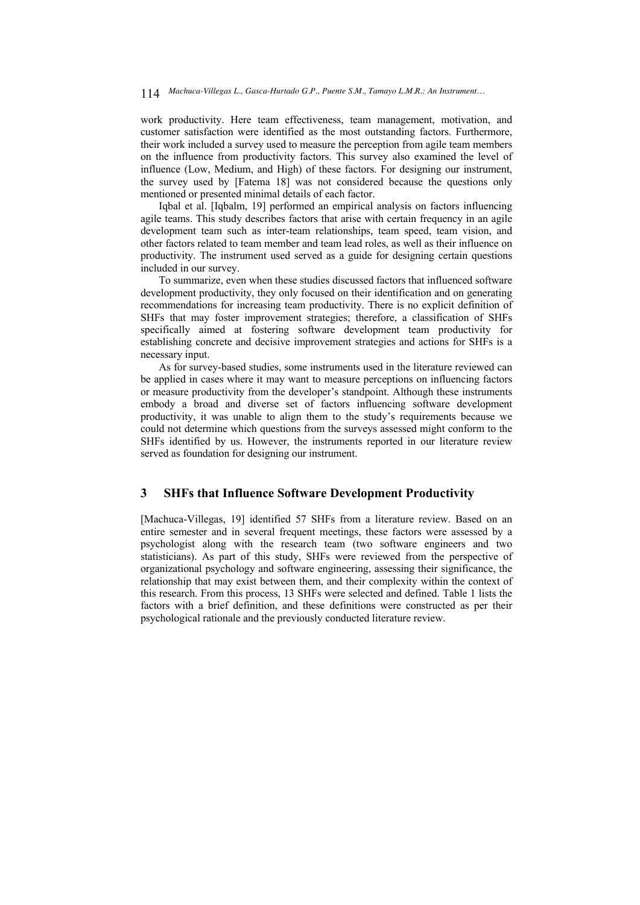work productivity. Here team effectiveness, team management, motivation, and customer satisfaction were identified as the most outstanding factors. Furthermore, their work included a survey used to measure the perception from agile team members on the influence from productivity factors. This survey also examined the level of influence (Low, Medium, and High) of these factors. For designing our instrument, the survey used by [Fatema 18] was not considered because the questions only mentioned or presented minimal details of each factor.

Iqbal et al. [Iqbalm, 19] performed an empirical analysis on factors influencing agile teams. This study describes factors that arise with certain frequency in an agile development team such as inter-team relationships, team speed, team vision, and other factors related to team member and team lead roles, as well as their influence on productivity. The instrument used served as a guide for designing certain questions included in our survey.

To summarize, even when these studies discussed factors that influenced software development productivity, they only focused on their identification and on generating recommendations for increasing team productivity. There is no explicit definition of SHFs that may foster improvement strategies; therefore, a classification of SHFs specifically aimed at fostering software development team productivity for establishing concrete and decisive improvement strategies and actions for SHFs is a necessary input.

As for survey-based studies, some instruments used in the literature reviewed can be applied in cases where it may want to measure perceptions on influencing factors or measure productivity from the developer's standpoint. Although these instruments embody a broad and diverse set of factors influencing software development productivity, it was unable to align them to the study's requirements because we could not determine which questions from the surveys assessed might conform to the SHFs identified by us. However, the instruments reported in our literature review served as foundation for designing our instrument.

## 3 SHFs that Influence Software Development Productivity

[Machuca-Villegas, 19] identified 57 SHFs from a literature review. Based on an entire semester and in several frequent meetings, these factors were assessed by a psychologist along with the research team (two software engineers and two statisticians). As part of this study, SHFs were reviewed from the perspective of organizational psychology and software engineering, assessing their significance, the relationship that may exist between them, and their complexity within the context of this research. From this process, 13 SHFs were selected and defined. Table 1 lists the factors with a brief definition, and these definitions were constructed as per their psychological rationale and the previously conducted literature review.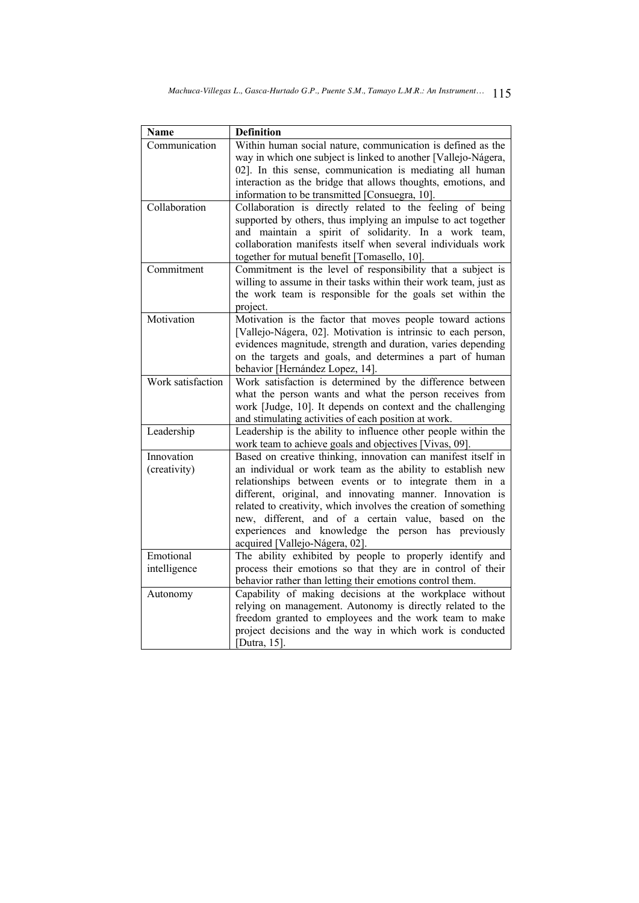| Name | Definition |
| --- | --- |
| Communication | Within human social nature, communication is defined as the way in which one subject is linked to another [Vallejo-Nágera, 02]. In this sense, communication is mediating all human interaction as the bridge that allows thoughts, emotions, and information to be transmitted [Consuegra, 10]. |
| Collaboration | Collaboration is directly related to the feeling of being supported by others, thus implying an impulse to act together and maintain a spirit of solidarity. In a work team, collaboration manifests itself when several individuals work together for mutual benefit [Tomasello, 10]. |
| Commitment | Commitment is the level of responsibility that a subject is willing to assume in their tasks within their work team, just as the work team is responsible for the goals set within the project. |
| Motivation | Motivation is the factor that moves people toward actions [Vallejo-Nágera, 02]. Motivation is intrinsic to each person, evidences magnitude, strength and duration, varies depending on the targets and goals, and determines a part of human behavior [Hernández Lopez, 14]. |
| Work satisfaction | Work satisfaction is determined by the difference between what the person wants and what the person receives from work [Judge, 10]. It depends on context and the challenging and stimulating activities of each position at work. |
| Leadership | Leadership is the ability to influence other people within the work team to achieve goals and objectives [Vivas, 09]. |
| Innovation (creativity) | Based on creative thinking, innovation can manifest itself in an individual or work team as the ability to establish new relationships between events or to integrate them in a different, original, and innovating manner. Innovation is related to creativity, which involves the creation of something new, different, and of a certain value, based on the experiences and knowledge the person has previously acquired [Vallejo-Nágera, 02]. |
| Emotional intelligence | The ability exhibited by people to properly identify and process their emotions so that they are in control of their behavior rather than letting their emotions control them. |
| Autonomy | Capability of making decisions at the workplace without relying on management. Autonomy is directly related to the freedom granted to employees and the work team to make project decisions and the way in which work is conducted [Dutra, 15]. |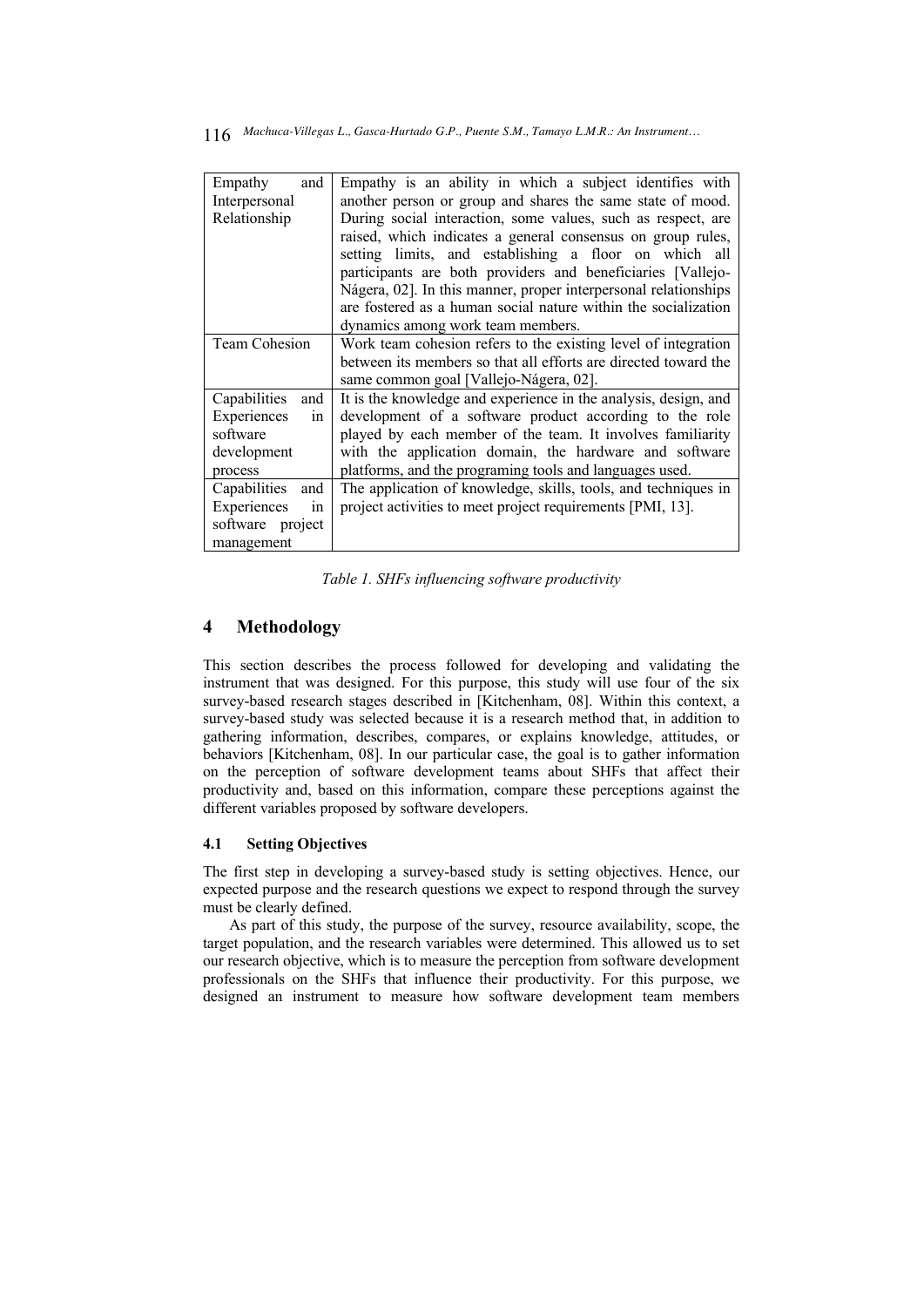| | |
|---|---|
| Empathy and Interpersonal Relationship | Empathy is an ability in which a subject identifies with another person or group and shares the same state of mood. During social interaction, some values, such as respect, are raised, which indicates a general consensus on group rules, setting limits, and establishing a floor on which all participants are both providers and beneficiaries [Vallejo-Nágera, 02]. In this manner, proper interpersonal relationships are fostered as a human social nature within the socialization dynamics among work team members. |
| Team Cohesion | Work team cohesion refers to the existing level of integration between its members so that all efforts are directed toward the same common goal [Vallejo-Nágera, 02]. |
| Capabilities and Experiences in software development process | It is the knowledge and experience in the analysis, design, and development of a software product according to the role played by each member of the team. It involves familiarity with the application domain, the hardware and software platforms, and the programing tools and languages used. |
| Capabilities and Experiences in software project management | The application of knowledge, skills, tools, and techniques in project activities to meet project requirements [PMI, 13]. |

*Table 1. SHFs influencing software productivity*

## 4 Methodology

This section describes the process followed for developing and validating the instrument that was designed. For this purpose, this study will use four of the six survey-based research stages described in [Kitchenham, 08]. Within this context, a survey-based study was selected because it is a research method that, in addition to gathering information, describes, compares, or explains knowledge, attitudes, or behaviors [Kitchenham, 08]. In our particular case, the goal is to gather information on the perception of software development teams about SHFs that affect their productivity and, based on this information, compare these perceptions against the different variables proposed by software developers.

### 4.1 Setting Objectives

The first step in developing a survey-based study is setting objectives. Hence, our expected purpose and the research questions we expect to respond through the survey must be clearly defined.

As part of this study, the purpose of the survey, resource availability, scope, the target population, and the research variables were determined. This allowed us to set our research objective, which is to measure the perception from software development professionals on the SHFs that influence their productivity. For this purpose, we designed an instrument to measure how software development team members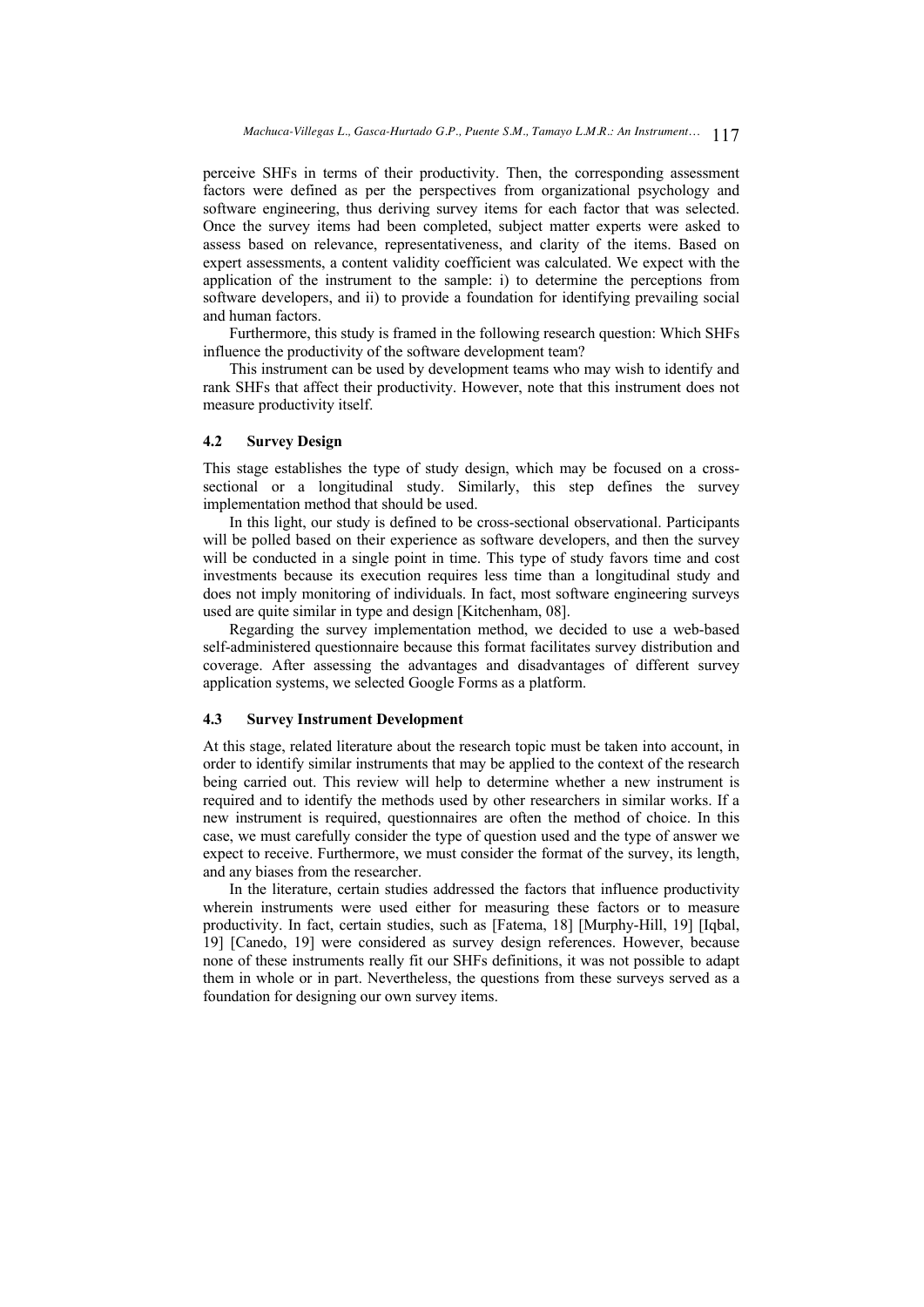perceive SHFs in terms of their productivity. Then, the corresponding assessment factors were defined as per the perspectives from organizational psychology and software engineering, thus deriving survey items for each factor that was selected. Once the survey items had been completed, subject matter experts were asked to assess based on relevance, representativeness, and clarity of the items. Based on expert assessments, a content validity coefficient was calculated. We expect with the application of the instrument to the sample: i) to determine the perceptions from software developers, and ii) to provide a foundation for identifying prevailing social and human factors.

Furthermore, this study is framed in the following research question: Which SHFs influence the productivity of the software development team?

This instrument can be used by development teams who may wish to identify and rank SHFs that affect their productivity. However, note that this instrument does not measure productivity itself.

### 4.2 Survey Design

This stage establishes the type of study design, which may be focused on a cross-sectional or a longitudinal study. Similarly, this step defines the survey implementation method that should be used.

In this light, our study is defined to be cross-sectional observational. Participants will be polled based on their experience as software developers, and then the survey will be conducted in a single point in time. This type of study favors time and cost investments because its execution requires less time than a longitudinal study and does not imply monitoring of individuals. In fact, most software engineering surveys used are quite similar in type and design [Kitchenham, 08].

Regarding the survey implementation method, we decided to use a web-based self-administered questionnaire because this format facilitates survey distribution and coverage. After assessing the advantages and disadvantages of different survey application systems, we selected Google Forms as a platform.

### 4.3 Survey Instrument Development

At this stage, related literature about the research topic must be taken into account, in order to identify similar instruments that may be applied to the context of the research being carried out. This review will help to determine whether a new instrument is required and to identify the methods used by other researchers in similar works. If a new instrument is required, questionnaires are often the method of choice. In this case, we must carefully consider the type of question used and the type of answer we expect to receive. Furthermore, we must consider the format of the survey, its length, and any biases from the researcher.

In the literature, certain studies addressed the factors that influence productivity wherein instruments were used either for measuring these factors or to measure productivity. In fact, certain studies, such as [Fatema, 18] [Murphy-Hill, 19] [Iqbal, 19] [Canedo, 19] were considered as survey design references. However, because none of these instruments really fit our SHFs definitions, it was not possible to adapt them in whole or in part. Nevertheless, the questions from these surveys served as a foundation for designing our own survey items.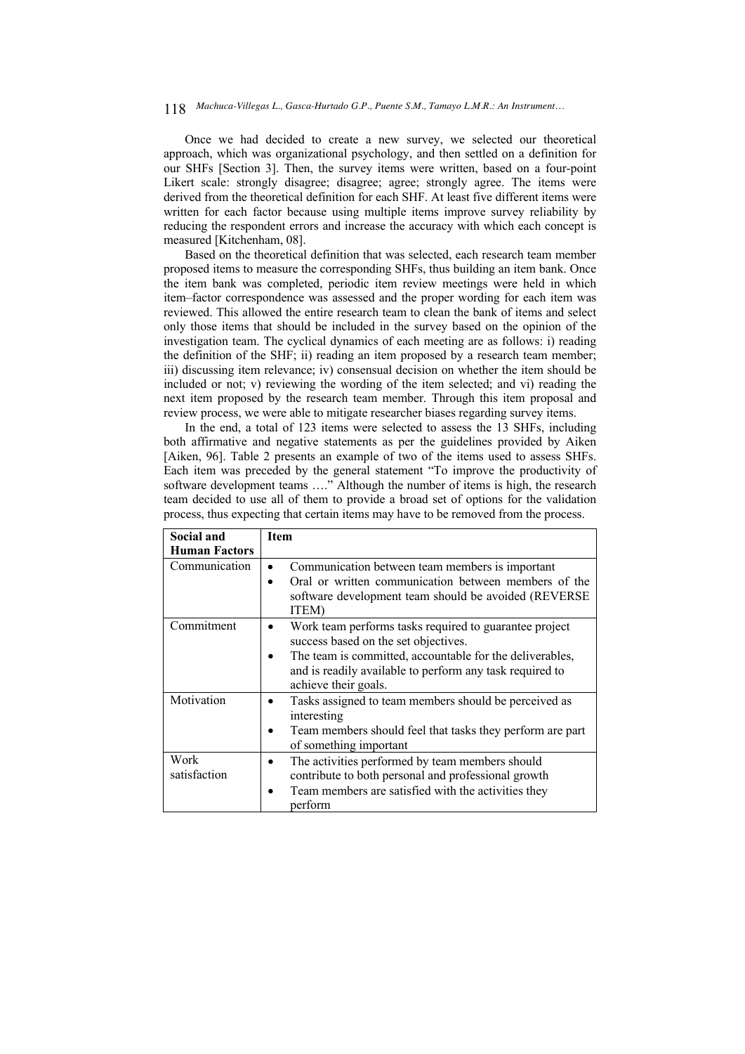Once we had decided to create a new survey, we selected our theoretical approach, which was organizational psychology, and then settled on a definition for our SHFs [Section 3]. Then, the survey items were written, based on a four-point Likert scale: strongly disagree; disagree; agree; strongly agree. The items were derived from the theoretical definition for each SHF. At least five different items were written for each factor because using multiple items improve survey reliability by reducing the respondent errors and increase the accuracy with which each concept is measured [Kitchenham, 08].

Based on the theoretical definition that was selected, each research team member proposed items to measure the corresponding SHFs, thus building an item bank. Once the item bank was completed, periodic item review meetings were held in which item–factor correspondence was assessed and the proper wording for each item was reviewed. This allowed the entire research team to clean the bank of items and select only those items that should be included in the survey based on the opinion of the investigation team. The cyclical dynamics of each meeting are as follows: i) reading the definition of the SHF; ii) reading an item proposed by a research team member; iii) discussing item relevance; iv) consensual decision on whether the item should be included or not; v) reviewing the wording of the item selected; and vi) reading the next item proposed by the research team member. Through this item proposal and review process, we were able to mitigate researcher biases regarding survey items.

In the end, a total of 123 items were selected to assess the 13 SHFs, including both affirmative and negative statements as per the guidelines provided by Aiken [Aiken, 96]. Table 2 presents an example of two of the items used to assess SHFs. Each item was preceded by the general statement "To improve the productivity of software development teams …." Although the number of items is high, the research team decided to use all of them to provide a broad set of options for the validation process, thus expecting that certain items may have to be removed from the process.

| Social and Human Factors | Item |
|---|---|
| Communication | • Communication between team members is important<br>• Oral or written communication between members of the software development team should be avoided (REVERSE ITEM) |
| Commitment | • Work team performs tasks required to guarantee project success based on the set objectives.<br>• The team is committed, accountable for the deliverables, and is readily available to perform any task required to achieve their goals. |
| Motivation | • Tasks assigned to team members should be perceived as interesting<br>• Team members should feel that tasks they perform are part of something important |
| Work satisfaction | • The activities performed by team members should contribute to both personal and professional growth<br>• Team members are satisfied with the activities they perform |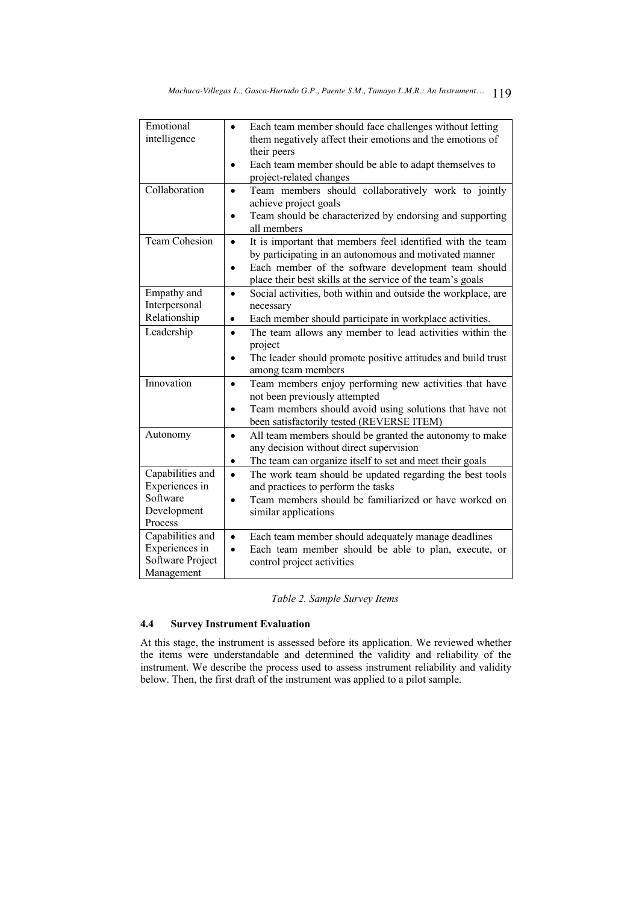| | |
|---|---|
| Emotional intelligence | • Each team member should face challenges without letting them negatively affect their emotions and the emotions of their peers<br>• Each team member should be able to adapt themselves to project-related changes |
| Collaboration | • Team members should collaboratively work to jointly achieve project goals<br>• Team should be characterized by endorsing and supporting all members |
| Team Cohesion | • It is important that members feel identified with the team by participating in an autonomous and motivated manner<br>• Each member of the software development team should place their best skills at the service of the team's goals |
| Empathy and Interpersonal Relationship | • Social activities, both within and outside the workplace, are necessary<br>• Each member should participate in workplace activities. |
| Leadership | • The team allows any member to lead activities within the project<br>• The leader should promote positive attitudes and build trust among team members |
| Innovation | • Team members enjoy performing new activities that have not been previously attempted<br>• Team members should avoid using solutions that have not been satisfactorily tested (REVERSE ITEM) |
| Autonomy | • All team members should be granted the autonomy to make any decision without direct supervision<br>• The team can organize itself to set and meet their goals |
| Capabilities and Experiences in Software Development Process | • The work team should be updated regarding the best tools and practices to perform the tasks<br>• Team members should be familiarized or have worked on similar applications |
| Capabilities and Experiences in Software Project Management | • Each team member should adequately manage deadlines<br>• Each team member should be able to plan, execute, or control project activities |

*Table 2. Sample Survey Items*

### 4.4 Survey Instrument Evaluation

At this stage, the instrument is assessed before its application. We reviewed whether the items were understandable and determined the validity and reliability of the instrument. We describe the process used to assess instrument reliability and validity below. Then, the first draft of the instrument was applied to a pilot sample.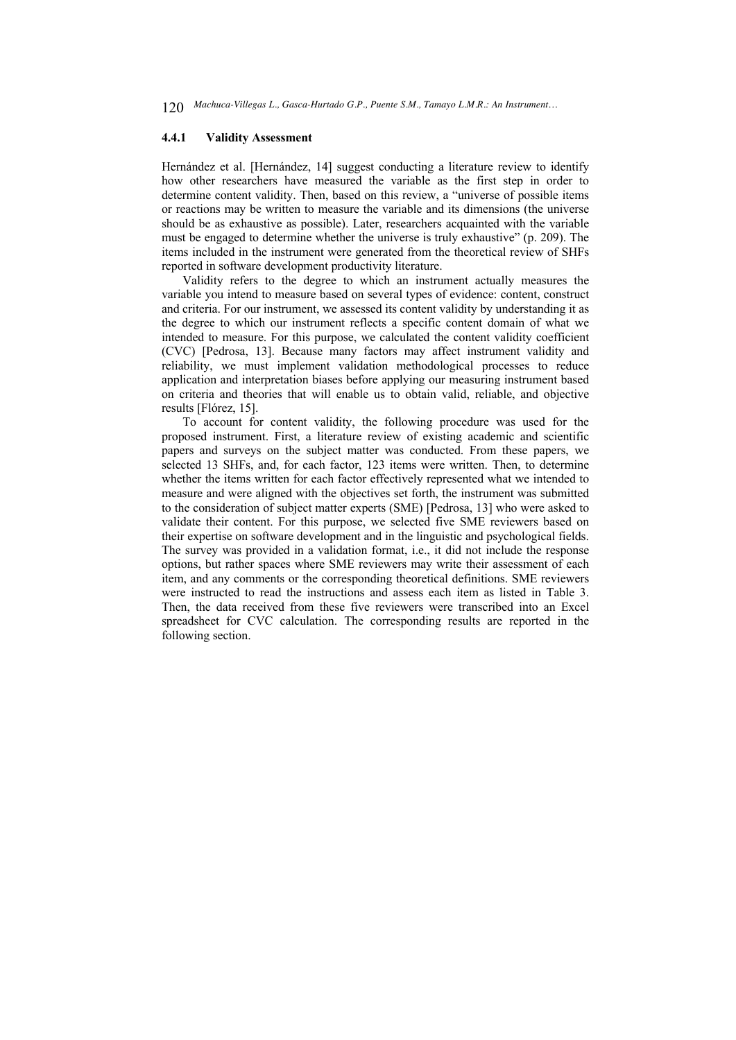#### 4.4.1 Validity Assessment

Hernández et al. [Hernández, 14] suggest conducting a literature review to identify how other researchers have measured the variable as the first step in order to determine content validity. Then, based on this review, a "universe of possible items or reactions may be written to measure the variable and its dimensions (the universe should be as exhaustive as possible). Later, researchers acquainted with the variable must be engaged to determine whether the universe is truly exhaustive" (p. 209). The items included in the instrument were generated from the theoretical review of SHFs reported in software development productivity literature.

Validity refers to the degree to which an instrument actually measures the variable you intend to measure based on several types of evidence: content, construct and criteria. For our instrument, we assessed its content validity by understanding it as the degree to which our instrument reflects a specific content domain of what we intended to measure. For this purpose, we calculated the content validity coefficient (CVC) [Pedrosa, 13]. Because many factors may affect instrument validity and reliability, we must implement validation methodological processes to reduce application and interpretation biases before applying our measuring instrument based on criteria and theories that will enable us to obtain valid, reliable, and objective results [Flórez, 15].

To account for content validity, the following procedure was used for the proposed instrument. First, a literature review of existing academic and scientific papers and surveys on the subject matter was conducted. From these papers, we selected 13 SHFs, and, for each factor, 123 items were written. Then, to determine whether the items written for each factor effectively represented what we intended to measure and were aligned with the objectives set forth, the instrument was submitted to the consideration of subject matter experts (SME) [Pedrosa, 13] who were asked to validate their content. For this purpose, we selected five SME reviewers based on their expertise on software development and in the linguistic and psychological fields. The survey was provided in a validation format, i.e., it did not include the response options, but rather spaces where SME reviewers may write their assessment of each item, and any comments or the corresponding theoretical definitions. SME reviewers were instructed to read the instructions and assess each item as listed in Table 3. Then, the data received from these five reviewers were transcribed into an Excel spreadsheet for CVC calculation. The corresponding results are reported in the following section.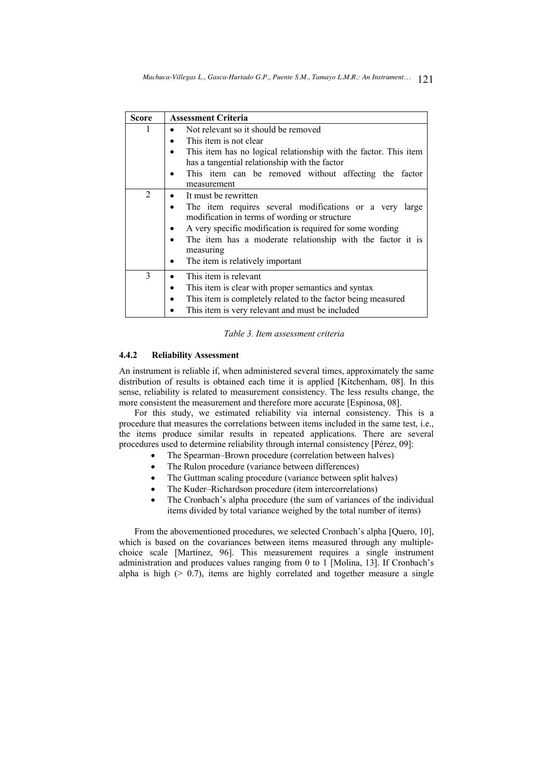| Score | Assessment Criteria |
|---|---|
| 1 | • Not relevant so it should be removed<br>• This item is not clear<br>• This item has no logical relationship with the factor. This item has a tangential relationship with the factor<br>• This item can be removed without affecting the factor measurement |
| 2 | • It must be rewritten<br>• The item requires several modifications or a very large modification in terms of wording or structure<br>• A very specific modification is required for some wording<br>• The item has a moderate relationship with the factor it is measuring<br>• The item is relatively important |
| 3 | • This item is relevant<br>• This item is clear with proper semantics and syntax<br>• This item is completely related to the factor being measured<br>• This item is very relevant and must be included |

*Table 3. Item assessment criteria*

#### 4.4.2 Reliability Assessment

An instrument is reliable if, when administered several times, approximately the same distribution of results is obtained each time it is applied [Kitchenham, 08]. In this sense, reliability is related to measurement consistency. The less results change, the more consistent the measurement and therefore more accurate [Espinosa, 08].

For this study, we estimated reliability via internal consistency. This is a procedure that measures the correlations between items included in the same test, i.e., the items produce similar results in repeated applications. There are several procedures used to determine reliability through internal consistency [Pérez, 09]:

- The Spearman–Brown procedure (correlation between halves)
- The Rulon procedure (variance between differences)
- The Guttman scaling procedure (variance between split halves)
- The Kuder–Richardson procedure (item intercorrelations)
- The Cronbach's alpha procedure (the sum of variances of the individual items divided by total variance weighed by the total number of items)

From the abovementioned procedures, we selected Cronbach's alpha [Quero, 10], which is based on the covariances between items measured through any multiple-choice scale [Martínez, 96]. This measurement requires a single instrument administration and produces values ranging from 0 to 1 [Molina, 13]. If Cronbach's alpha is high ($> 0.7$), items are highly correlated and together measure a single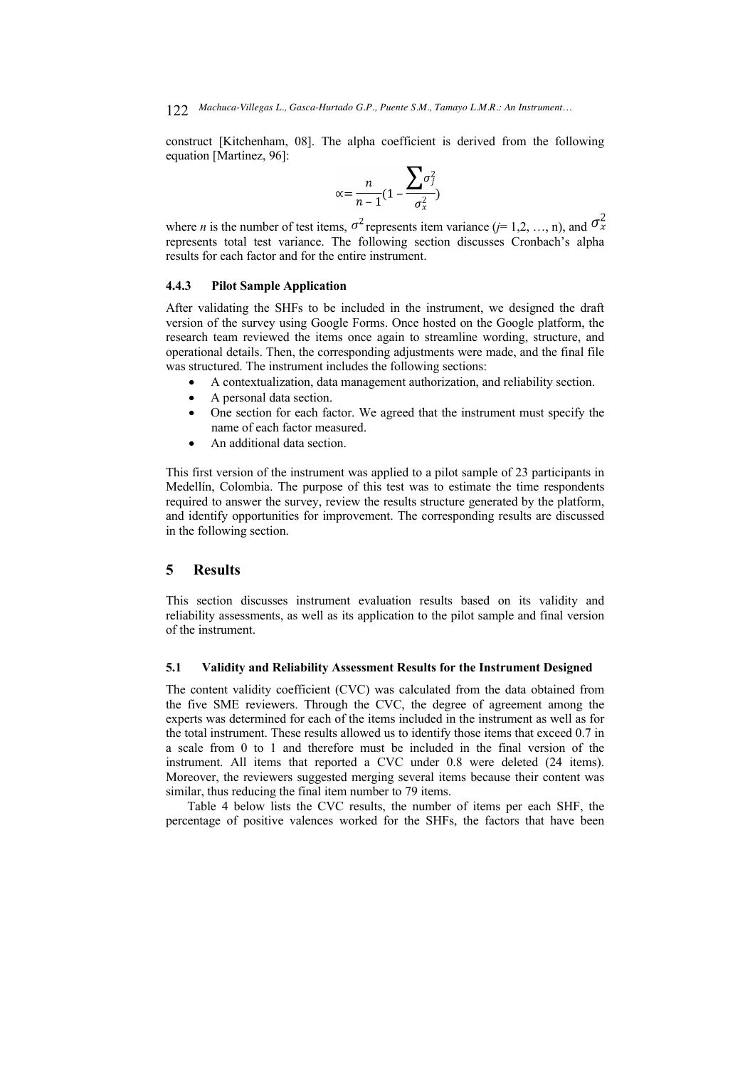construct [Kitchenham, 08]. The alpha coefficient is derived from the following equation [Martínez, 96]:

$$\propto = \frac{n}{n-1}\left(1 - \frac{\sum \sigma_j^2}{\sigma_x^2}\right)$$

where *n* is the number of test items, $\sigma^2$ represents item variance (*j*= 1,2, …, n), and $\sigma_x^2$ represents total test variance. The following section discusses Cronbach's alpha results for each factor and for the entire instrument.

### 4.4.3 Pilot Sample Application

After validating the SHFs to be included in the instrument, we designed the draft version of the survey using Google Forms. Once hosted on the Google platform, the research team reviewed the items once again to streamline wording, structure, and operational details. Then, the corresponding adjustments were made, and the final file was structured. The instrument includes the following sections:

- A contextualization, data management authorization, and reliability section.
- A personal data section.
- One section for each factor. We agreed that the instrument must specify the name of each factor measured.
- An additional data section.

This first version of the instrument was applied to a pilot sample of 23 participants in Medellín, Colombia. The purpose of this test was to estimate the time respondents required to answer the survey, review the results structure generated by the platform, and identify opportunities for improvement. The corresponding results are discussed in the following section.

## 5 Results

This section discusses instrument evaluation results based on its validity and reliability assessments, as well as its application to the pilot sample and final version of the instrument.

### 5.1 Validity and Reliability Assessment Results for the Instrument Designed

The content validity coefficient (CVC) was calculated from the data obtained from the five SME reviewers. Through the CVC, the degree of agreement among the experts was determined for each of the items included in the instrument as well as for the total instrument. These results allowed us to identify those items that exceed 0.7 in a scale from 0 to 1 and therefore must be included in the final version of the instrument. All items that reported a CVC under 0.8 were deleted (24 items). Moreover, the reviewers suggested merging several items because their content was similar, thus reducing the final item number to 79 items.

Table 4 below lists the CVC results, the number of items per each SHF, the percentage of positive valences worked for the SHFs, the factors that have been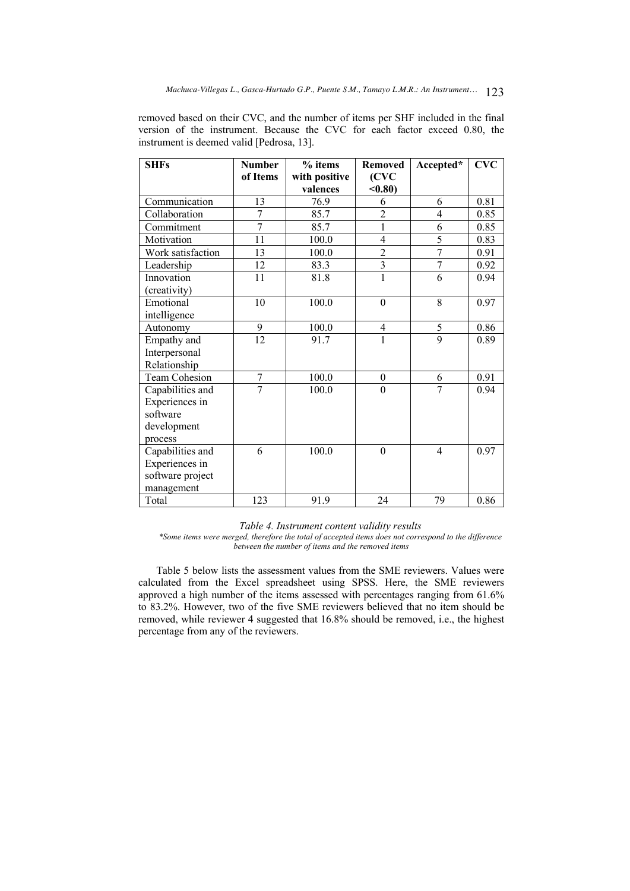removed based on their CVC, and the number of items per SHF included in the final version of the instrument. Because the CVC for each factor exceed 0.80, the instrument is deemed valid [Pedrosa, 13].

| SHFs | Number of Items | % items with positive valences | Removed (CVC <0.80) | Accepted* | CVC |
|---|---|---|---|---|---|
| Communication | 13 | 76.9 | 6 | 6 | 0.81 |
| Collaboration | 7 | 85.7 | 2 | 4 | 0.85 |
| Commitment | 7 | 85.7 | 1 | 6 | 0.85 |
| Motivation | 11 | 100.0 | 4 | 5 | 0.83 |
| Work satisfaction | 13 | 100.0 | 2 | 7 | 0.91 |
| Leadership | 12 | 83.3 | 3 | 7 | 0.92 |
| Innovation (creativity) | 11 | 81.8 | 1 | 6 | 0.94 |
| Emotional intelligence | 10 | 100.0 | 0 | 8 | 0.97 |
| Autonomy | 9 | 100.0 | 4 | 5 | 0.86 |
| Empathy and Interpersonal Relationship | 12 | 91.7 | 1 | 9 | 0.89 |
| Team Cohesion | 7 | 100.0 | 0 | 6 | 0.91 |
| Capabilities and Experiences in software development process | 7 | 100.0 | 0 | 7 | 0.94 |
| Capabilities and Experiences in software project management | 6 | 100.0 | 0 | 4 | 0.97 |
| Total | 123 | 91.9 | 24 | 79 | 0.86 |

*Table 4. Instrument content validity results*

*\*Some items were merged, therefore the total of accepted items does not correspond to the difference between the number of items and the removed items*

Table 5 below lists the assessment values from the SME reviewers. Values were calculated from the Excel spreadsheet using SPSS. Here, the SME reviewers approved a high number of the items assessed with percentages ranging from 61.6% to 83.2%. However, two of the five SME reviewers believed that no item should be removed, while reviewer 4 suggested that 16.8% should be removed, i.e., the highest percentage from any of the reviewers.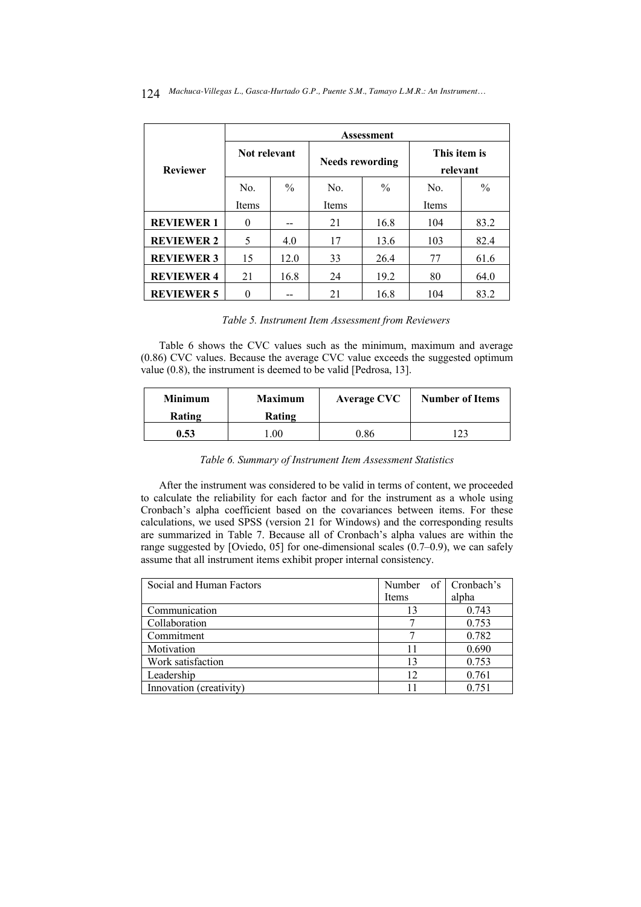| Reviewer | Assessment | | | | | |
|---|---|---|---|---|---|---|
| | Not relevant | | Needs rewording | | This item is relevant | |
| | No. Items | % | No. Items | % | No. Items | % |
| **REVIEWER 1** | 0 | -- | 21 | 16.8 | 104 | 83.2 |
| **REVIEWER 2** | 5 | 4.0 | 17 | 13.6 | 103 | 82.4 |
| **REVIEWER 3** | 15 | 12.0 | 33 | 26.4 | 77 | 61.6 |
| **REVIEWER 4** | 21 | 16.8 | 24 | 19.2 | 80 | 64.0 |
| **REVIEWER 5** | 0 | -- | 21 | 16.8 | 104 | 83.2 |

*Table 5. Instrument Item Assessment from Reviewers*

Table 6 shows the CVC values such as the minimum, maximum and average (0.86) CVC values. Because the average CVC value exceeds the suggested optimum value (0.8), the instrument is deemed to be valid [Pedrosa, 13].

| Minimum Rating | Maximum Rating | Average CVC | Number of Items |
|---|---|---|---|
| **0.53** | 1.00 | 0.86 | 123 |

*Table 6. Summary of Instrument Item Assessment Statistics*

After the instrument was considered to be valid in terms of content, we proceeded to calculate the reliability for each factor and for the instrument as a whole using Cronbach's alpha coefficient based on the covariances between items. For these calculations, we used SPSS (version 21 for Windows) and the corresponding results are summarized in Table 7. Because all of Cronbach's alpha values are within the range suggested by [Oviedo, 05] for one-dimensional scales (0.7–0.9), we can safely assume that all instrument items exhibit proper internal consistency.

| Social and Human Factors | Number of Items | Cronbach's alpha |
|---|---|---|
| Communication | 13 | 0.743 |
| Collaboration | 7 | 0.753 |
| Commitment | 7 | 0.782 |
| Motivation | 11 | 0.690 |
| Work satisfaction | 13 | 0.753 |
| Leadership | 12 | 0.761 |
| Innovation (creativity) | 11 | 0.751 |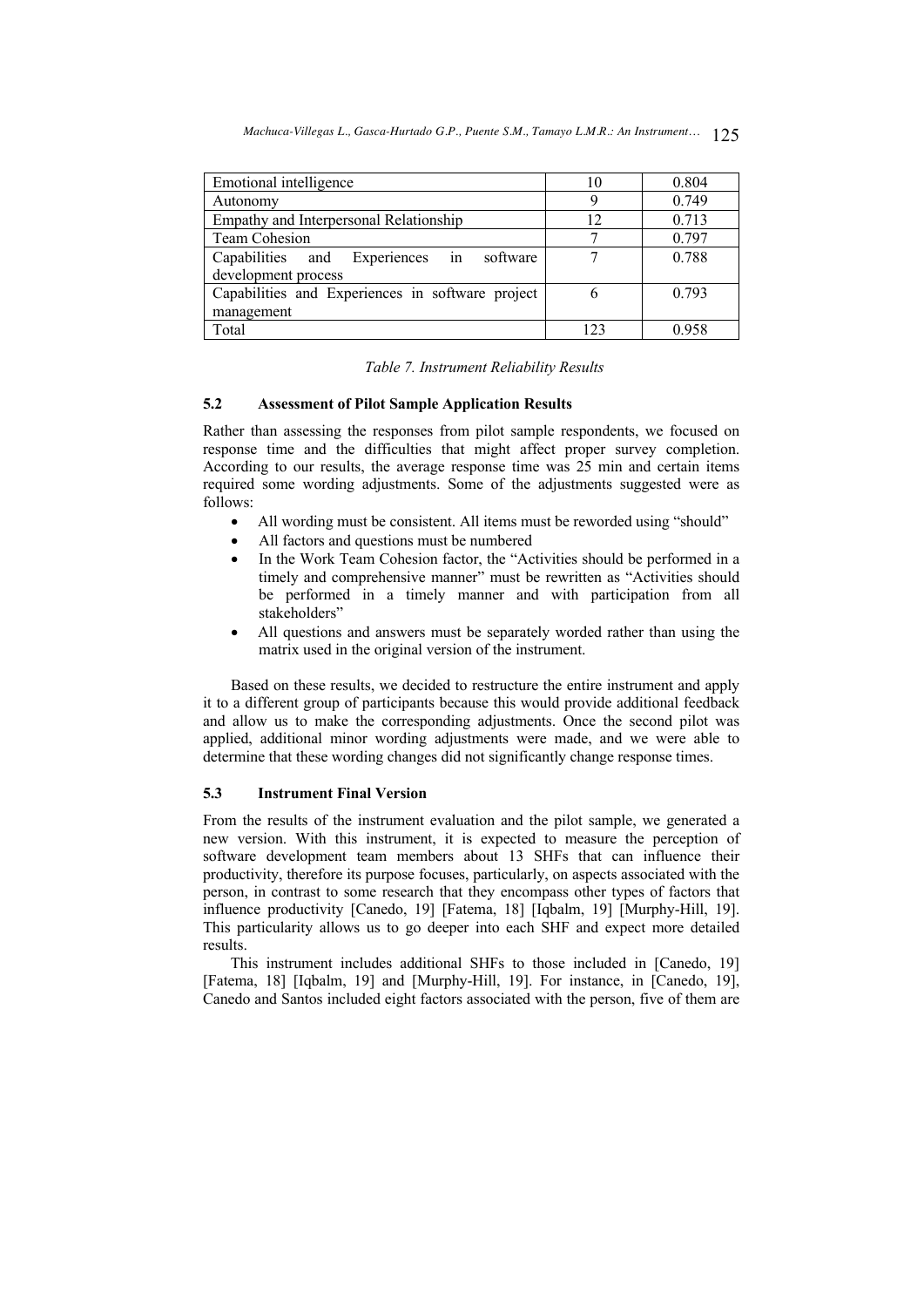| Emotional intelligence | 10 | 0.804 |
|---|---|---|
| Autonomy | 9 | 0.749 |
| Empathy and Interpersonal Relationship | 12 | 0.713 |
| Team Cohesion | 7 | 0.797 |
| Capabilities and Experiences in software development process | 7 | 0.788 |
| Capabilities and Experiences in software project management | 6 | 0.793 |
| Total | 123 | 0.958 |

*Table 7. Instrument Reliability Results*

### 5.2 Assessment of Pilot Sample Application Results

Rather than assessing the responses from pilot sample respondents, we focused on response time and the difficulties that might affect proper survey completion. According to our results, the average response time was 25 min and certain items required some wording adjustments. Some of the adjustments suggested were as follows:

- All wording must be consistent. All items must be reworded using "should"
- All factors and questions must be numbered
- In the Work Team Cohesion factor, the "Activities should be performed in a timely and comprehensive manner" must be rewritten as "Activities should be performed in a timely manner and with participation from all stakeholders"
- All questions and answers must be separately worded rather than using the matrix used in the original version of the instrument.

Based on these results, we decided to restructure the entire instrument and apply it to a different group of participants because this would provide additional feedback and allow us to make the corresponding adjustments. Once the second pilot was applied, additional minor wording adjustments were made, and we were able to determine that these wording changes did not significantly change response times.

### 5.3 Instrument Final Version

From the results of the instrument evaluation and the pilot sample, we generated a new version. With this instrument, it is expected to measure the perception of software development team members about 13 SHFs that can influence their productivity, therefore its purpose focuses, particularly, on aspects associated with the person, in contrast to some research that they encompass other types of factors that influence productivity [Canedo, 19] [Fatema, 18] [Iqbalm, 19] [Murphy-Hill, 19]. This particularity allows us to go deeper into each SHF and expect more detailed results.

This instrument includes additional SHFs to those included in [Canedo, 19] [Fatema, 18] [Iqbalm, 19] and [Murphy-Hill, 19]. For instance, in [Canedo, 19], Canedo and Santos included eight factors associated with the person, five of them are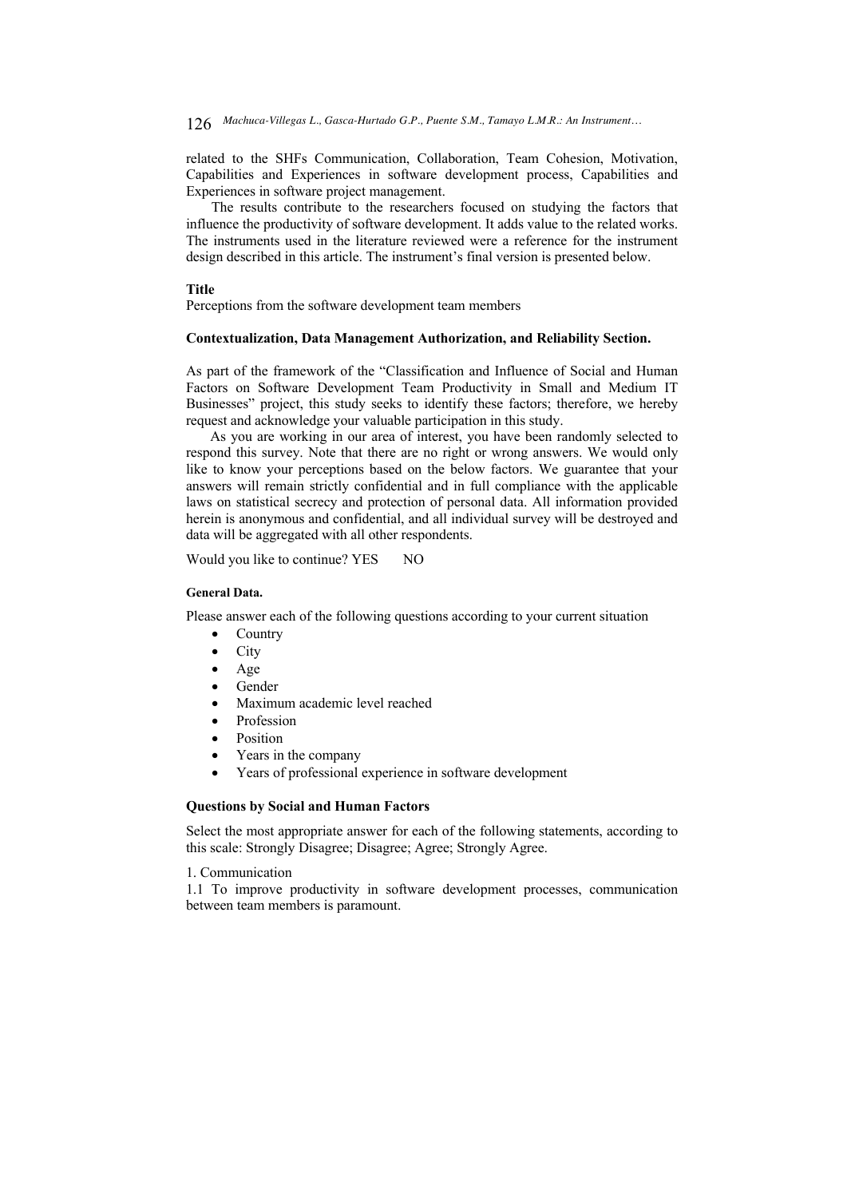related to the SHFs Communication, Collaboration, Team Cohesion, Motivation, Capabilities and Experiences in software development process, Capabilities and Experiences in software project management.

The results contribute to the researchers focused on studying the factors that influence the productivity of software development. It adds value to the related works. The instruments used in the literature reviewed were a reference for the instrument design described in this article. The instrument's final version is presented below.

**Title**

Perceptions from the software development team members

**Contextualization, Data Management Authorization, and Reliability Section.**

As part of the framework of the "Classification and Influence of Social and Human Factors on Software Development Team Productivity in Small and Medium IT Businesses" project, this study seeks to identify these factors; therefore, we hereby request and acknowledge your valuable participation in this study.

As you are working in our area of interest, you have been randomly selected to respond this survey. Note that there are no right or wrong answers. We would only like to know your perceptions based on the below factors. We guarantee that your answers will remain strictly confidential and in full compliance with the applicable laws on statistical secrecy and protection of personal data. All information provided herein is anonymous and confidential, and all individual survey will be destroyed and data will be aggregated with all other respondents.

Would you like to continue? YES NO

**General Data.**

Please answer each of the following questions according to your current situation

- Country
- City
- Age
- Gender
- Maximum academic level reached
- Profession
- Position
- Years in the company
- Years of professional experience in software development

**Questions by Social and Human Factors**

Select the most appropriate answer for each of the following statements, according to this scale: Strongly Disagree; Disagree; Agree; Strongly Agree.

1. Communication

1.1 To improve productivity in software development processes, communication between team members is paramount.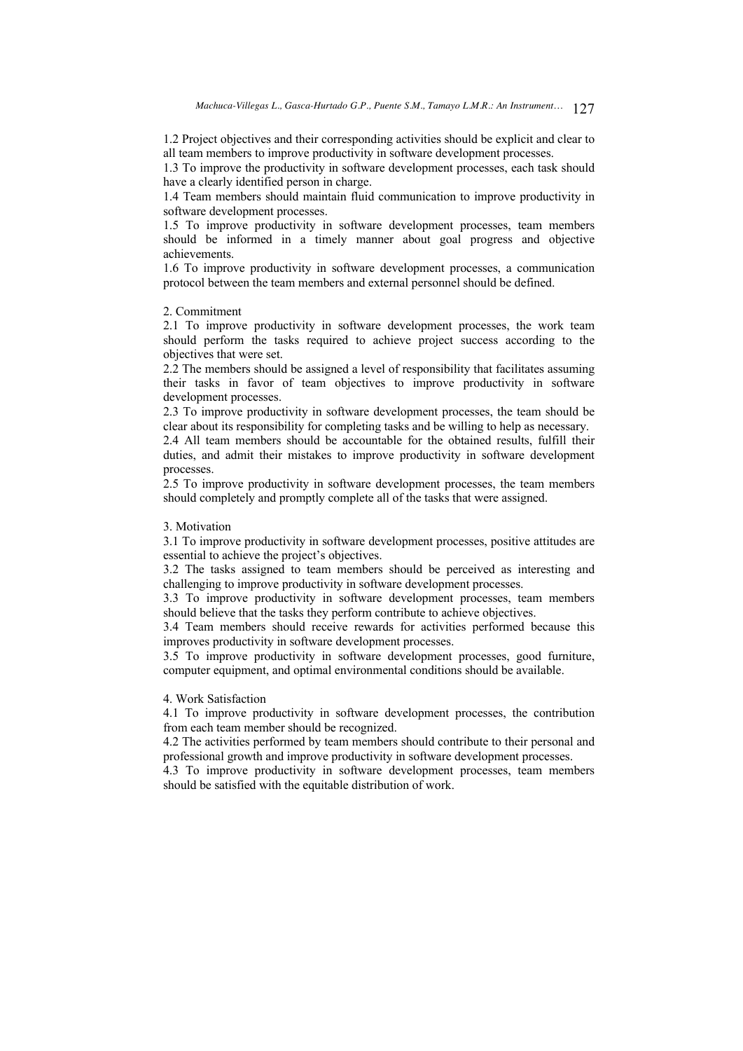1.2 Project objectives and their corresponding activities should be explicit and clear to all team members to improve productivity in software development processes.

1.3 To improve the productivity in software development processes, each task should have a clearly identified person in charge.

1.4 Team members should maintain fluid communication to improve productivity in software development processes.

1.5 To improve productivity in software development processes, team members should be informed in a timely manner about goal progress and objective achievements.

1.6 To improve productivity in software development processes, a communication protocol between the team members and external personnel should be defined.

2. Commitment

2.1 To improve productivity in software development processes, the work team should perform the tasks required to achieve project success according to the objectives that were set.

2.2 The members should be assigned a level of responsibility that facilitates assuming their tasks in favor of team objectives to improve productivity in software development processes.

2.3 To improve productivity in software development processes, the team should be clear about its responsibility for completing tasks and be willing to help as necessary.

2.4 All team members should be accountable for the obtained results, fulfill their duties, and admit their mistakes to improve productivity in software development processes.

2.5 To improve productivity in software development processes, the team members should completely and promptly complete all of the tasks that were assigned.

3. Motivation

3.1 To improve productivity in software development processes, positive attitudes are essential to achieve the project's objectives.

3.2 The tasks assigned to team members should be perceived as interesting and challenging to improve productivity in software development processes.

3.3 To improve productivity in software development processes, team members should believe that the tasks they perform contribute to achieve objectives.

3.4 Team members should receive rewards for activities performed because this improves productivity in software development processes.

3.5 To improve productivity in software development processes, good furniture, computer equipment, and optimal environmental conditions should be available.

4. Work Satisfaction

4.1 To improve productivity in software development processes, the contribution from each team member should be recognized.

4.2 The activities performed by team members should contribute to their personal and professional growth and improve productivity in software development processes.

4.3 To improve productivity in software development processes, team members should be satisfied with the equitable distribution of work.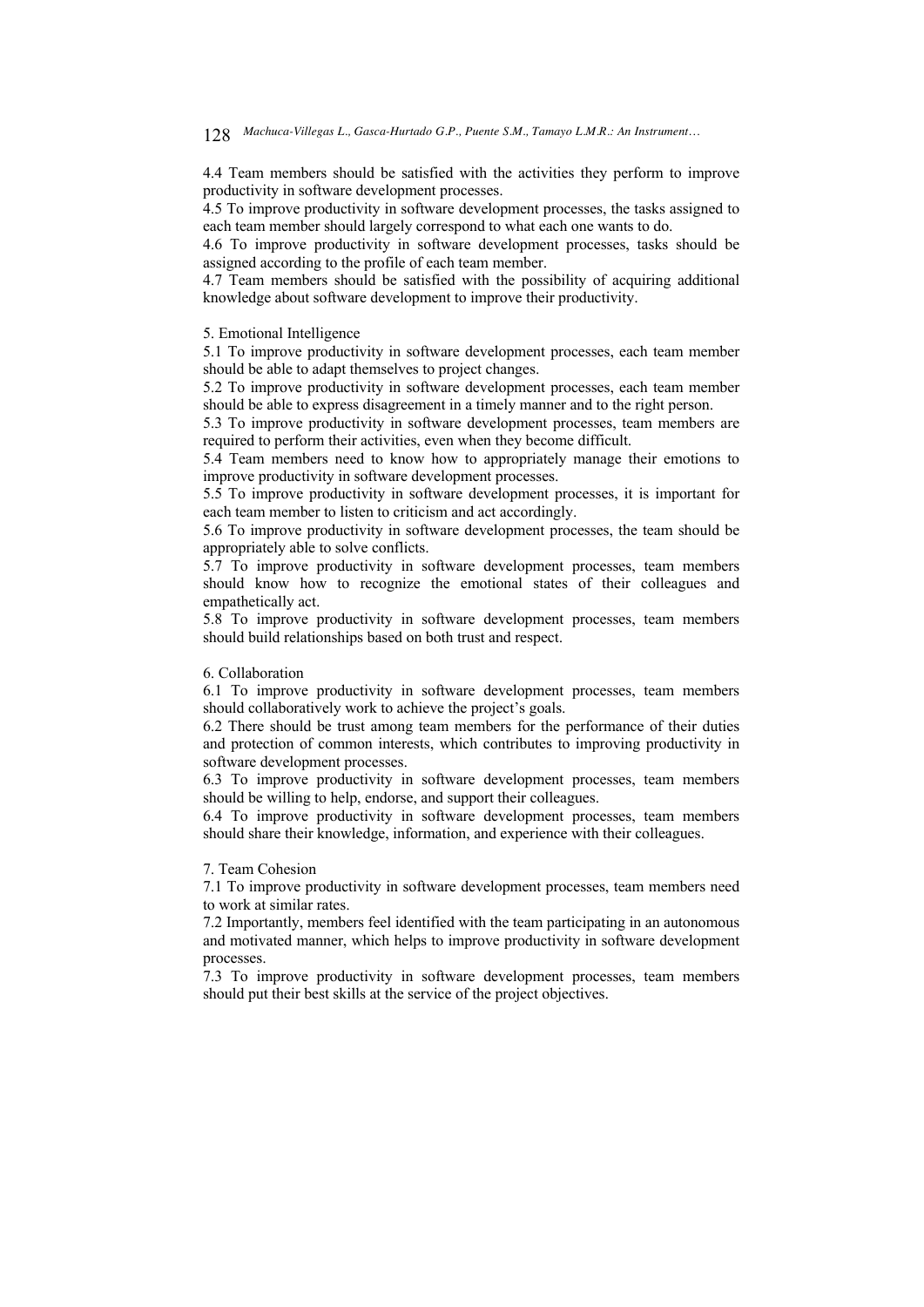4.4 Team members should be satisfied with the activities they perform to improve productivity in software development processes.
4.5 To improve productivity in software development processes, the tasks assigned to each team member should largely correspond to what each one wants to do.
4.6 To improve productivity in software development processes, tasks should be assigned according to the profile of each team member.
4.7 Team members should be satisfied with the possibility of acquiring additional knowledge about software development to improve their productivity.

5. Emotional Intelligence
5.1 To improve productivity in software development processes, each team member should be able to adapt themselves to project changes.
5.2 To improve productivity in software development processes, each team member should be able to express disagreement in a timely manner and to the right person.
5.3 To improve productivity in software development processes, team members are required to perform their activities, even when they become difficult.
5.4 Team members need to know how to appropriately manage their emotions to improve productivity in software development processes.
5.5 To improve productivity in software development processes, it is important for each team member to listen to criticism and act accordingly.
5.6 To improve productivity in software development processes, the team should be appropriately able to solve conflicts.
5.7 To improve productivity in software development processes, team members should know how to recognize the emotional states of their colleagues and empathetically act.
5.8 To improve productivity in software development processes, team members should build relationships based on both trust and respect.

6. Collaboration
6.1 To improve productivity in software development processes, team members should collaboratively work to achieve the project's goals.
6.2 There should be trust among team members for the performance of their duties and protection of common interests, which contributes to improving productivity in software development processes.
6.3 To improve productivity in software development processes, team members should be willing to help, endorse, and support their colleagues.
6.4 To improve productivity in software development processes, team members should share their knowledge, information, and experience with their colleagues.

7. Team Cohesion
7.1 To improve productivity in software development processes, team members need to work at similar rates.
7.2 Importantly, members feel identified with the team participating in an autonomous and motivated manner, which helps to improve productivity in software development processes.
7.3 To improve productivity in software development processes, team members should put their best skills at the service of the project objectives.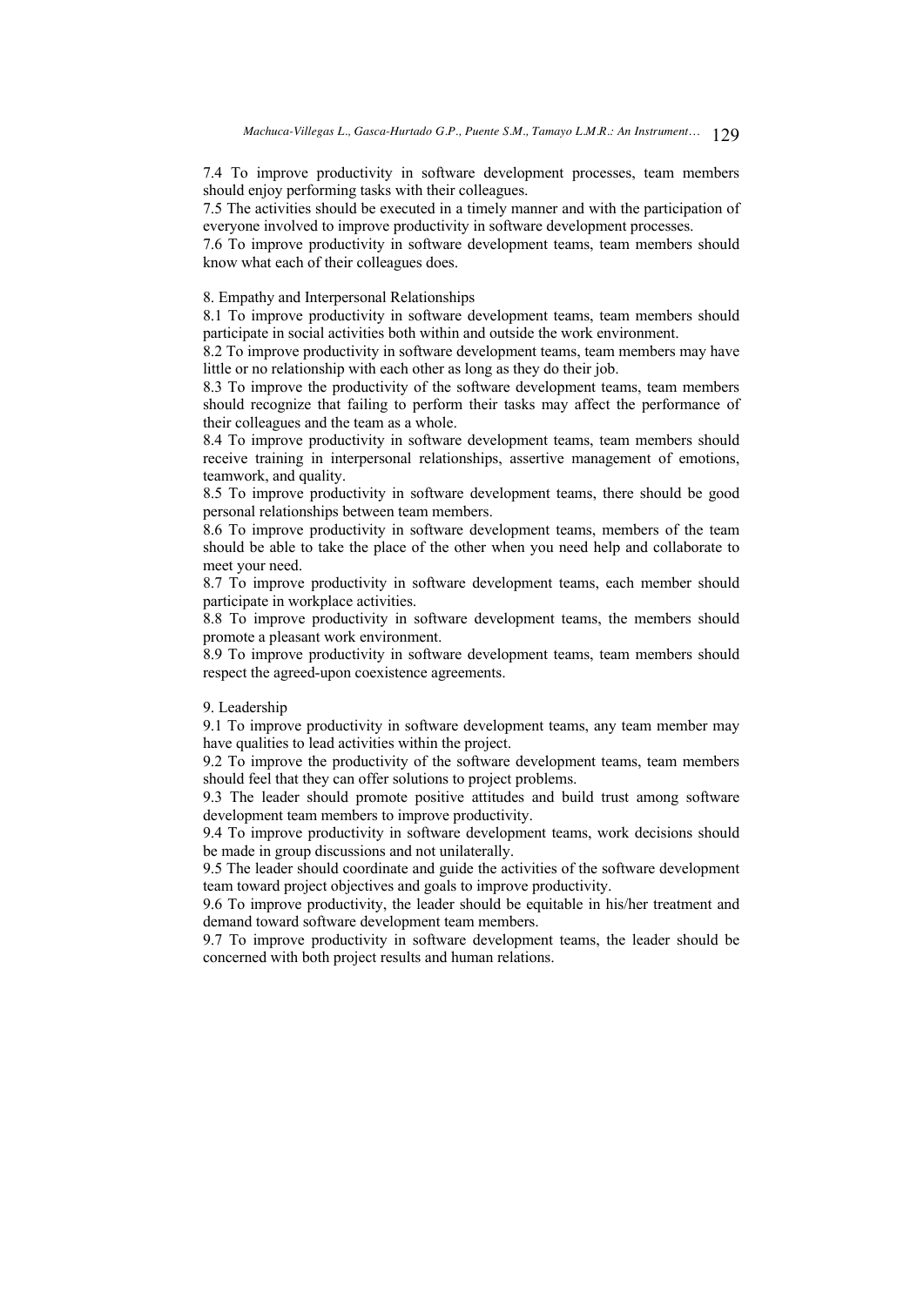7.4 To improve productivity in software development processes, team members should enjoy performing tasks with their colleagues.

7.5 The activities should be executed in a timely manner and with the participation of everyone involved to improve productivity in software development processes.

7.6 To improve productivity in software development teams, team members should know what each of their colleagues does.

8. Empathy and Interpersonal Relationships

8.1 To improve productivity in software development teams, team members should participate in social activities both within and outside the work environment.

8.2 To improve productivity in software development teams, team members may have little or no relationship with each other as long as they do their job.

8.3 To improve the productivity of the software development teams, team members should recognize that failing to perform their tasks may affect the performance of their colleagues and the team as a whole.

8.4 To improve productivity in software development teams, team members should receive training in interpersonal relationships, assertive management of emotions, teamwork, and quality.

8.5 To improve productivity in software development teams, there should be good personal relationships between team members.

8.6 To improve productivity in software development teams, members of the team should be able to take the place of the other when you need help and collaborate to meet your need.

8.7 To improve productivity in software development teams, each member should participate in workplace activities.

8.8 To improve productivity in software development teams, the members should promote a pleasant work environment.

8.9 To improve productivity in software development teams, team members should respect the agreed-upon coexistence agreements.

9. Leadership

9.1 To improve productivity in software development teams, any team member may have qualities to lead activities within the project.

9.2 To improve the productivity of the software development teams, team members should feel that they can offer solutions to project problems.

9.3 The leader should promote positive attitudes and build trust among software development team members to improve productivity.

9.4 To improve productivity in software development teams, work decisions should be made in group discussions and not unilaterally.

9.5 The leader should coordinate and guide the activities of the software development team toward project objectives and goals to improve productivity.

9.6 To improve productivity, the leader should be equitable in his/her treatment and demand toward software development team members.

9.7 To improve productivity in software development teams, the leader should be concerned with both project results and human relations.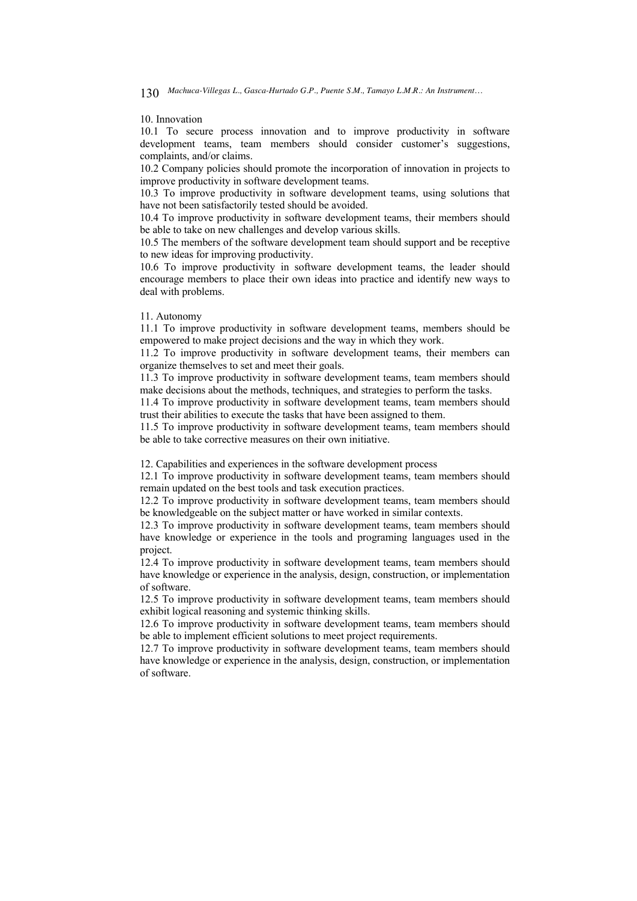10. Innovation

10.1 To secure process innovation and to improve productivity in software development teams, team members should consider customer's suggestions, complaints, and/or claims.

10.2 Company policies should promote the incorporation of innovation in projects to improve productivity in software development teams.

10.3 To improve productivity in software development teams, using solutions that have not been satisfactorily tested should be avoided.

10.4 To improve productivity in software development teams, their members should be able to take on new challenges and develop various skills.

10.5 The members of the software development team should support and be receptive to new ideas for improving productivity.

10.6 To improve productivity in software development teams, the leader should encourage members to place their own ideas into practice and identify new ways to deal with problems.

11. Autonomy

11.1 To improve productivity in software development teams, members should be empowered to make project decisions and the way in which they work.

11.2 To improve productivity in software development teams, their members can organize themselves to set and meet their goals.

11.3 To improve productivity in software development teams, team members should make decisions about the methods, techniques, and strategies to perform the tasks.

11.4 To improve productivity in software development teams, team members should trust their abilities to execute the tasks that have been assigned to them.

11.5 To improve productivity in software development teams, team members should be able to take corrective measures on their own initiative.

12. Capabilities and experiences in the software development process

12.1 To improve productivity in software development teams, team members should remain updated on the best tools and task execution practices.

12.2 To improve productivity in software development teams, team members should be knowledgeable on the subject matter or have worked in similar contexts.

12.3 To improve productivity in software development teams, team members should have knowledge or experience in the tools and programing languages used in the project.

12.4 To improve productivity in software development teams, team members should have knowledge or experience in the analysis, design, construction, or implementation of software.

12.5 To improve productivity in software development teams, team members should exhibit logical reasoning and systemic thinking skills.

12.6 To improve productivity in software development teams, team members should be able to implement efficient solutions to meet project requirements.

12.7 To improve productivity in software development teams, team members should have knowledge or experience in the analysis, design, construction, or implementation of software.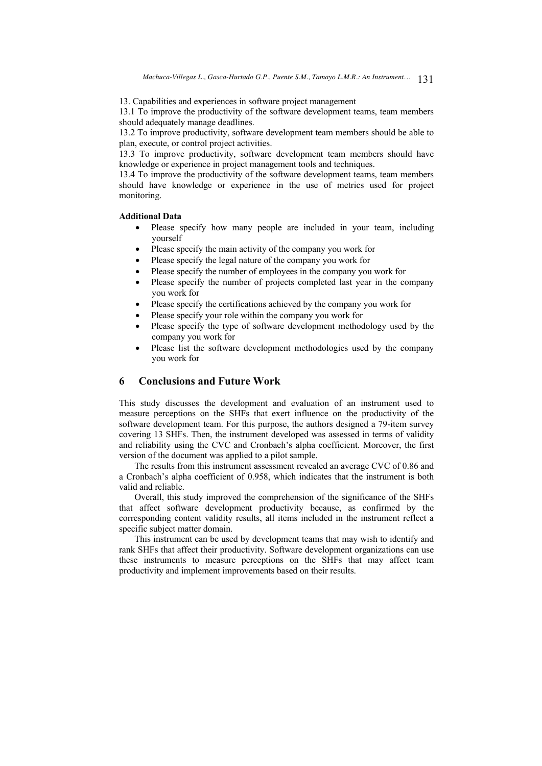13. Capabilities and experiences in software project management

13.1 To improve the productivity of the software development teams, team members should adequately manage deadlines.

13.2 To improve productivity, software development team members should be able to plan, execute, or control project activities.

13.3 To improve productivity, software development team members should have knowledge or experience in project management tools and techniques.

13.4 To improve the productivity of the software development teams, team members should have knowledge or experience in the use of metrics used for project monitoring.

**Additional Data**

- Please specify how many people are included in your team, including yourself
- Please specify the main activity of the company you work for
- Please specify the legal nature of the company you work for
- Please specify the number of employees in the company you work for
- Please specify the number of projects completed last year in the company you work for
- Please specify the certifications achieved by the company you work for
- Please specify your role within the company you work for
- Please specify the type of software development methodology used by the company you work for
- Please list the software development methodologies used by the company you work for

## 6 Conclusions and Future Work

This study discusses the development and evaluation of an instrument used to measure perceptions on the SHFs that exert influence on the productivity of the software development team. For this purpose, the authors designed a 79-item survey covering 13 SHFs. Then, the instrument developed was assessed in terms of validity and reliability using the CVC and Cronbach's alpha coefficient. Moreover, the first version of the document was applied to a pilot sample.

The results from this instrument assessment revealed an average CVC of 0.86 and a Cronbach's alpha coefficient of 0.958, which indicates that the instrument is both valid and reliable.

Overall, this study improved the comprehension of the significance of the SHFs that affect software development productivity because, as confirmed by the corresponding content validity results, all items included in the instrument reflect a specific subject matter domain.

This instrument can be used by development teams that may wish to identify and rank SHFs that affect their productivity. Software development organizations can use these instruments to measure perceptions on the SHFs that may affect team productivity and implement improvements based on their results.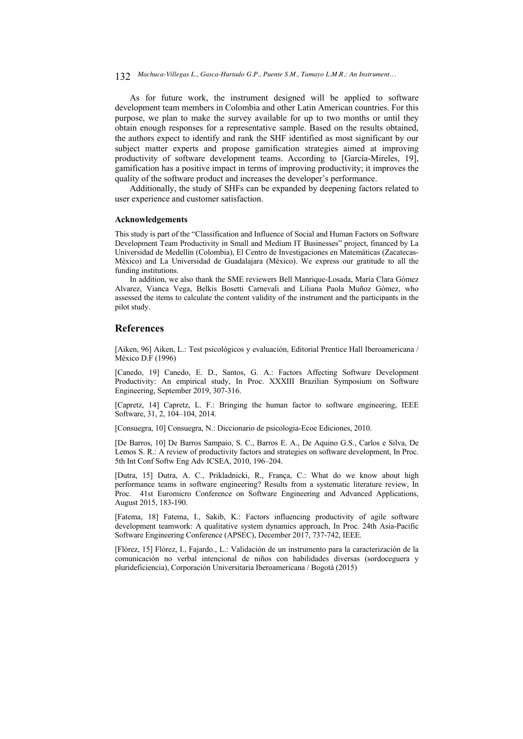As for future work, the instrument designed will be applied to software development team members in Colombia and other Latin American countries. For this purpose, we plan to make the survey available for up to two months or until they obtain enough responses for a representative sample. Based on the results obtained, the authors expect to identify and rank the SHF identified as most significant by our subject matter experts and propose gamification strategies aimed at improving productivity of software development teams. According to [García-Mireles, 19], gamification has a positive impact in terms of improving productivity; it improves the quality of the software product and increases the developer's performance.

Additionally, the study of SHFs can be expanded by deepening factors related to user experience and customer satisfaction.

#### Acknowledgements

This study is part of the "Classification and Influence of Social and Human Factors on Software Development Team Productivity in Small and Medium IT Businesses" project, financed by La Universidad de Medellín (Colombia), El Centro de Investigaciones en Matemáticas (Zacatecas-México) and La Universidad de Guadalajara (México). We express our gratitude to all the funding institutions.

In addition, we also thank the SME reviewers Bell Manrique-Losada, María Clara Gómez Alvarez, Vianca Vega, Belkis Bosetti Carnevali and Liliana Paola Muñoz Gómez, who assessed the items to calculate the content validity of the instrument and the participants in the pilot study.

## References

[Aiken, 96] Aiken, L.: Test psicológicos y evaluación, Editorial Prentice Hall Iberoamericana / México D.F (1996)

[Canedo, 19] Canedo, E. D., Santos, G. A.: Factors Affecting Software Development Productivity: An empirical study, In Proc. XXXIII Brazilian Symposium on Software Engineering, September 2019, 307-316.

[Capretz, 14] Capretz, L. F.: Bringing the human factor to software engineering, IEEE Software, 31, 2, 104–104, 2014.

[Consuegra, 10] Consuegra, N.: Diccionario de psicologia-Ecoe Ediciones, 2010.

[De Barros, 10] De Barros Sampaio, S. C., Barros E. A., De Aquino G.S., Carlos e Silva, De Lemos S. R.: A review of productivity factors and strategies on software development, In Proc. 5th Int Conf Softw Eng Adv ICSEA, 2010, 196–204.

[Dutra, 15] Dutra, A. C., Prikladnicki, R., França, C.: What do we know about high performance teams in software engineering? Results from a systematic literature review, In Proc. 41st Euromicro Conference on Software Engineering and Advanced Applications, August 2015, 183-190.

[Fatema, 18] Fatema, I., Sakib, K.: Factors influencing productivity of agile software development teamwork: A qualitative system dynamics approach, In Proc. 24th Asia-Pacific Software Engineering Conference (APSEC), December 2017, 737-742, IEEE.

[Flórez, 15] Flórez, I., Fajardo., L.: Validación de un instrumento para la caracterización de la comunicación no verbal intencional de niños con habilidades diversas (sordoceguera y plurideficiencia), Corporación Universitaria Iberoamericana / Bogotá (2015)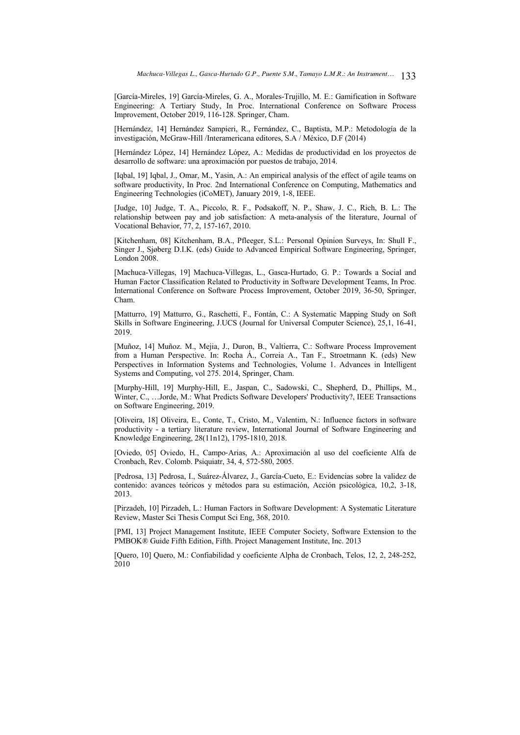[García-Mireles, 19] García-Mireles, G. A., Morales-Trujillo, M. E.: Gamification in Software Engineering: A Tertiary Study, In Proc. International Conference on Software Process Improvement, October 2019, 116-128. Springer, Cham.

[Hernández, 14] Hernández Sampieri, R., Fernández, C., Baptista, M.P.: Metodología de la investigación, McGraw-Hill /Interamericana editores, S.A / México, D.F (2014)

[Hernández López, 14] Hernández López, A.: Medidas de productividad en los proyectos de desarrollo de software: una aproximación por puestos de trabajo, 2014.

[Iqbal, 19] Iqbal, J., Omar, M., Yasin, A.: An empirical analysis of the effect of agile teams on software productivity, In Proc. 2nd International Conference on Computing, Mathematics and Engineering Technologies (iCoMET), January 2019, 1-8, IEEE.

[Judge, 10] Judge, T. A., Piccolo, R. F., Podsakoff, N. P., Shaw, J. C., Rich, B. L.: The relationship between pay and job satisfaction: A meta-analysis of the literature, Journal of Vocational Behavior, 77, 2, 157-167, 2010.

[Kitchenham, 08] Kitchenham, B.A., Pfleeger, S.L.: Personal Opinion Surveys, In: Shull F., Singer J., Sjøberg D.I.K. (eds) Guide to Advanced Empirical Software Engineering, Springer, London 2008.

[Machuca-Villegas, 19] Machuca-Villegas, L., Gasca-Hurtado, G. P.: Towards a Social and Human Factor Classification Related to Productivity in Software Development Teams, In Proc. International Conference on Software Process Improvement, October 2019, 36-50, Springer, Cham.

[Matturro, 19] Matturro, G., Raschetti, F., Fontán, C.: A Systematic Mapping Study on Soft Skills in Software Engineering, J.UCS (Journal for Universal Computer Science), 25,1, 16-41, 2019.

[Muñoz, 14] Muñoz. M., Mejia, J., Duron, B., Valtierra, C.: Software Process Improvement from a Human Perspective. In: Rocha Á., Correia A., Tan F., Stroetmann K. (eds) New Perspectives in Information Systems and Technologies, Volume 1. Advances in Intelligent Systems and Computing, vol 275. 2014, Springer, Cham.

[Murphy-Hill, 19] Murphy-Hill, E., Jaspan, C., Sadowski, C., Shepherd, D., Phillips, M., Winter, C., …Jorde, M.: What Predicts Software Developers' Productivity?, IEEE Transactions on Software Engineering, 2019.

[Oliveira, 18] Oliveira, E., Conte, T., Cristo, M., Valentim, N.: Influence factors in software productivity - a tertiary literature review, International Journal of Software Engineering and Knowledge Engineering, 28(11n12), 1795-1810, 2018.

[Oviedo, 05] Oviedo, H., Campo-Arias, A.: Aproximación al uso del coeficiente Alfa de Cronbach, Rev. Colomb. Psiquiatr, 34, 4, 572-580, 2005.

[Pedrosa, 13] Pedrosa, I., Suárez-Álvarez, J., García-Cueto, E.: Evidencias sobre la validez de contenido: avances teóricos y métodos para su estimación, Acción psicológica, 10,2, 3-18, 2013.

[Pirzadeh, 10] Pirzadeh, L.: Human Factors in Software Development: A Systematic Literature Review, Master Sci Thesis Comput Sci Eng, 368, 2010.

[PMI, 13] Project Management Institute, IEEE Computer Society, Software Extension to the PMBOK® Guide Fifth Edition, Fifth. Project Management Institute, Inc. 2013

[Quero, 10] Quero, M.: Confiabilidad y coeficiente Alpha de Cronbach, Telos, 12, 2, 248-252, 2010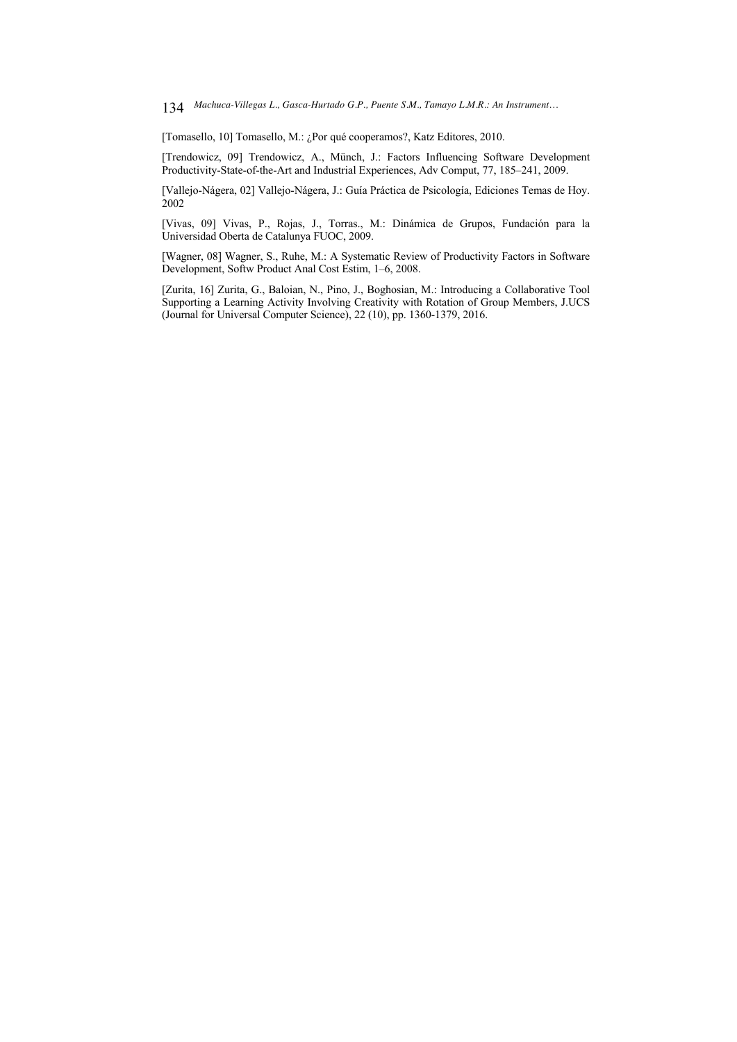[Tomasello, 10] Tomasello, M.: ¿Por qué cooperamos?, Katz Editores, 2010.

[Trendowicz, 09] Trendowicz, A., Münch, J.: Factors Influencing Software Development Productivity-State-of-the-Art and Industrial Experiences, Adv Comput, 77, 185–241, 2009.

[Vallejo-Nágera, 02] Vallejo-Nágera, J.: Guía Práctica de Psicología, Ediciones Temas de Hoy. 2002

[Vivas, 09] Vivas, P., Rojas, J., Torras., M.: Dinámica de Grupos, Fundación para la Universidad Oberta de Catalunya FUOC, 2009.

[Wagner, 08] Wagner, S., Ruhe, M.: A Systematic Review of Productivity Factors in Software Development, Softw Product Anal Cost Estim, 1–6, 2008.

[Zurita, 16] Zurita, G., Baloian, N., Pino, J., Boghosian, M.: Introducing a Collaborative Tool Supporting a Learning Activity Involving Creativity with Rotation of Group Members, J.UCS (Journal for Universal Computer Science), 22 (10), pp. 1360-1379, 2016.